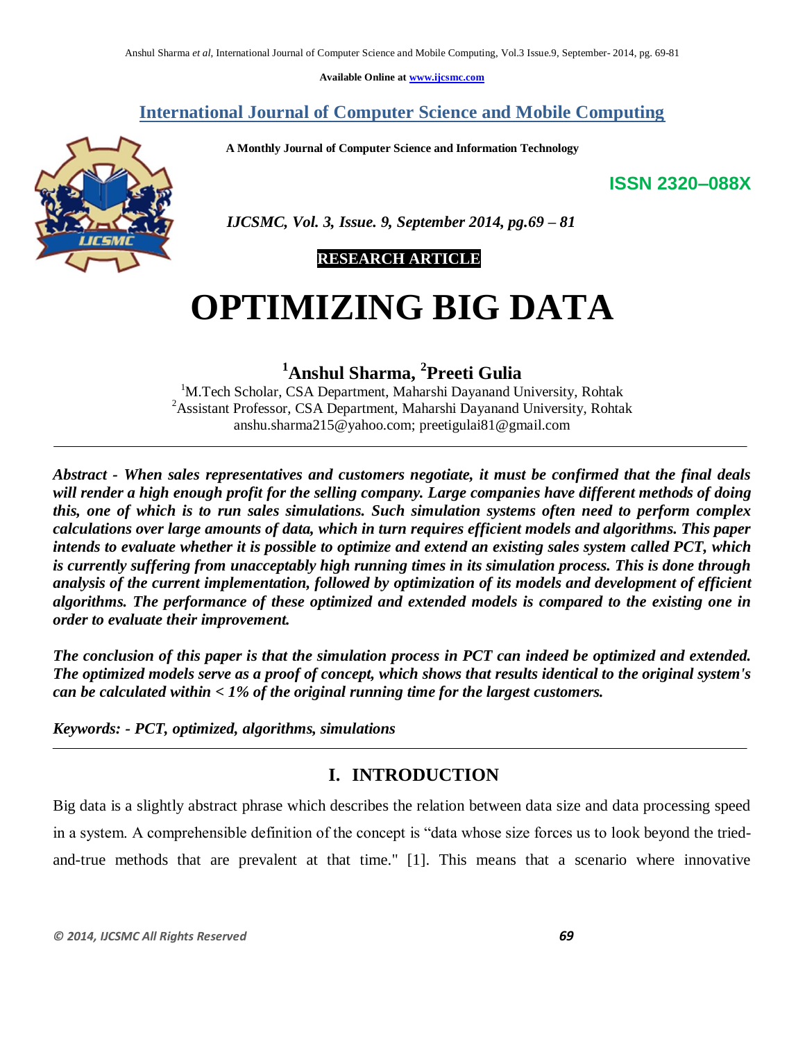**Available Online at www.ijcsmc.com**

## International Journal of Computer Science and Mobile Computing

**A Monthly Journal of Computer Science and Information Technology**

**ISSN 2320–088X**

***IJCSMC, Vol. 3, Issue. 9, September 2014, pg.69 – 81***

**RESEARCH ARTICLE**

# OPTIMIZING BIG DATA

### [1]Anshul Sharma, [2]Preeti Gulia

[1]M.Tech Scholar, CSA Department, Maharshi Dayanand University, Rohtak
[2]Assistant Professor, CSA Department, Maharshi Dayanand University, Rohtak
anshu.sharma215@yahoo.com; preetigulai81@gmail.com

---

***Abstract - When sales representatives and customers negotiate, it must be confirmed that the final deals will render a high enough profit for the selling company. Large companies have different methods of doing this, one of which is to run sales simulations. Such simulation systems often need to perform complex calculations over large amounts of data, which in turn requires efficient models and algorithms. This paper intends to evaluate whether it is possible to optimize and extend an existing sales system called PCT, which is currently suffering from unacceptably high running times in its simulation process. This is done through analysis of the current implementation, followed by optimization of its models and development of efficient algorithms. The performance of these optimized and extended models is compared to the existing one in order to evaluate their improvement.***

***The conclusion of this paper is that the simulation process in PCT can indeed be optimized and extended. The optimized models serve as a proof of concept, which shows that results identical to the original system's can be calculated within < 1% of the original running time for the largest customers.***

***Keywords: - PCT, optimized, algorithms, simulations***

---

## I. INTRODUCTION

Big data is a slightly abstract phrase which describes the relation between data size and data processing speed in a system. A comprehensible definition of the concept is "data whose size forces us to look beyond the tried-and-true methods that are prevalent at that time." [1]. This means that a scenario where innovative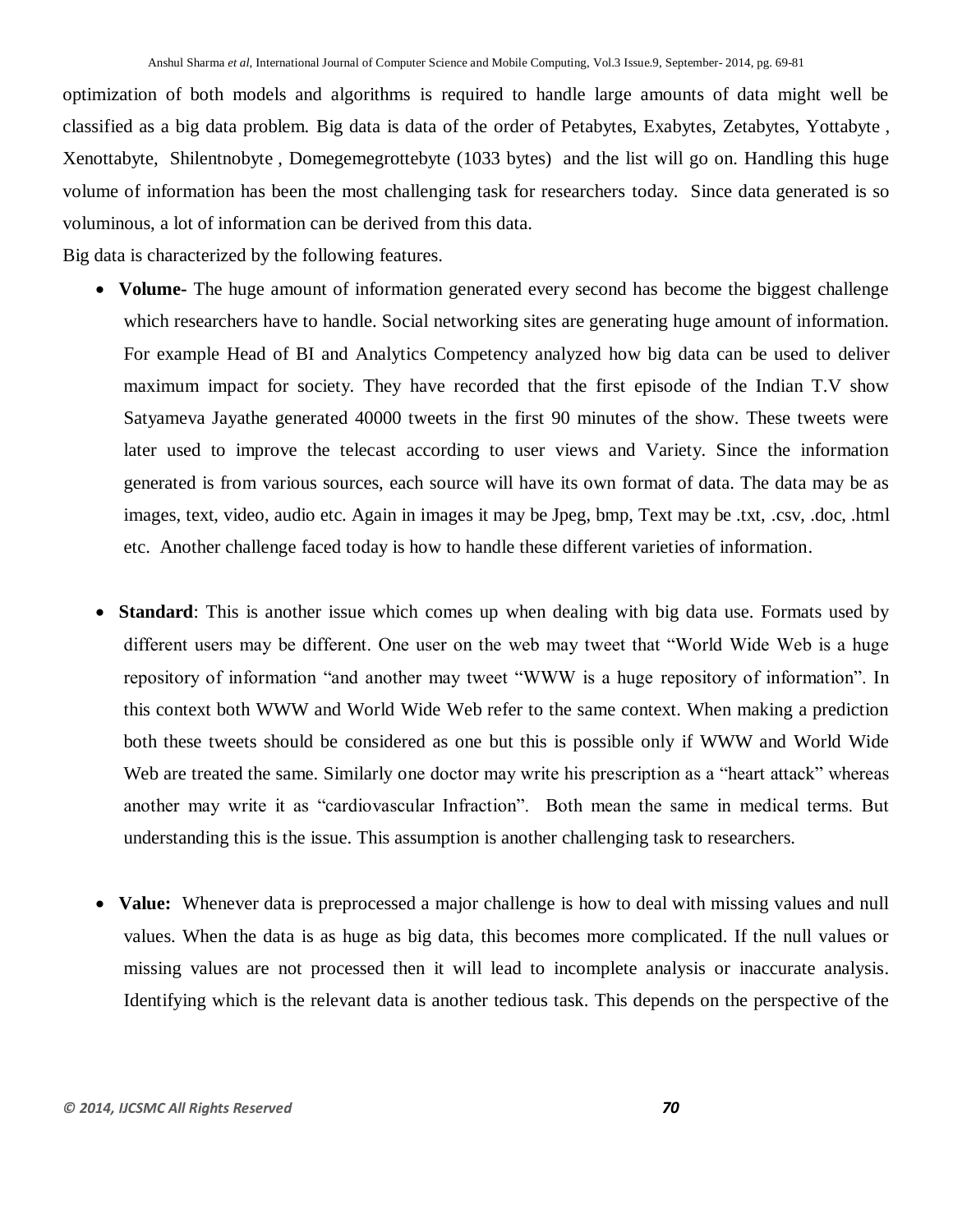optimization of both models and algorithms is required to handle large amounts of data might well be classified as a big data problem. Big data is data of the order of Petabytes, Exabytes, Zetabytes, Yottabyte , Xenottabyte, Shilentnobyte , Domegemegrottebyte (1033 bytes) and the list will go on. Handling this huge volume of information has been the most challenging task for researchers today. Since data generated is so voluminous, a lot of information can be derived from this data.

Big data is characterized by the following features.

- **Volume-** The huge amount of information generated every second has become the biggest challenge which researchers have to handle. Social networking sites are generating huge amount of information. For example Head of BI and Analytics Competency analyzed how big data can be used to deliver maximum impact for society. They have recorded that the first episode of the Indian T.V show Satyameva Jayathe generated 40000 tweets in the first 90 minutes of the show. These tweets were later used to improve the telecast according to user views and Variety. Since the information generated is from various sources, each source will have its own format of data. The data may be as images, text, video, audio etc. Again in images it may be Jpeg, bmp, Text may be .txt, .csv, .doc, .html etc. Another challenge faced today is how to handle these different varieties of information.

- **Standard**: This is another issue which comes up when dealing with big data use. Formats used by different users may be different. One user on the web may tweet that "World Wide Web is a huge repository of information "and another may tweet "WWW is a huge repository of information". In this context both WWW and World Wide Web refer to the same context. When making a prediction both these tweets should be considered as one but this is possible only if WWW and World Wide Web are treated the same. Similarly one doctor may write his prescription as a "heart attack" whereas another may write it as "cardiovascular Infraction". Both mean the same in medical terms. But understanding this is the issue. This assumption is another challenging task to researchers.

- **Value:** Whenever data is preprocessed a major challenge is how to deal with missing values and null values. When the data is as huge as big data, this becomes more complicated. If the null values or missing values are not processed then it will lead to incomplete analysis or inaccurate analysis. Identifying which is the relevant data is another tedious task. This depends on the perspective of the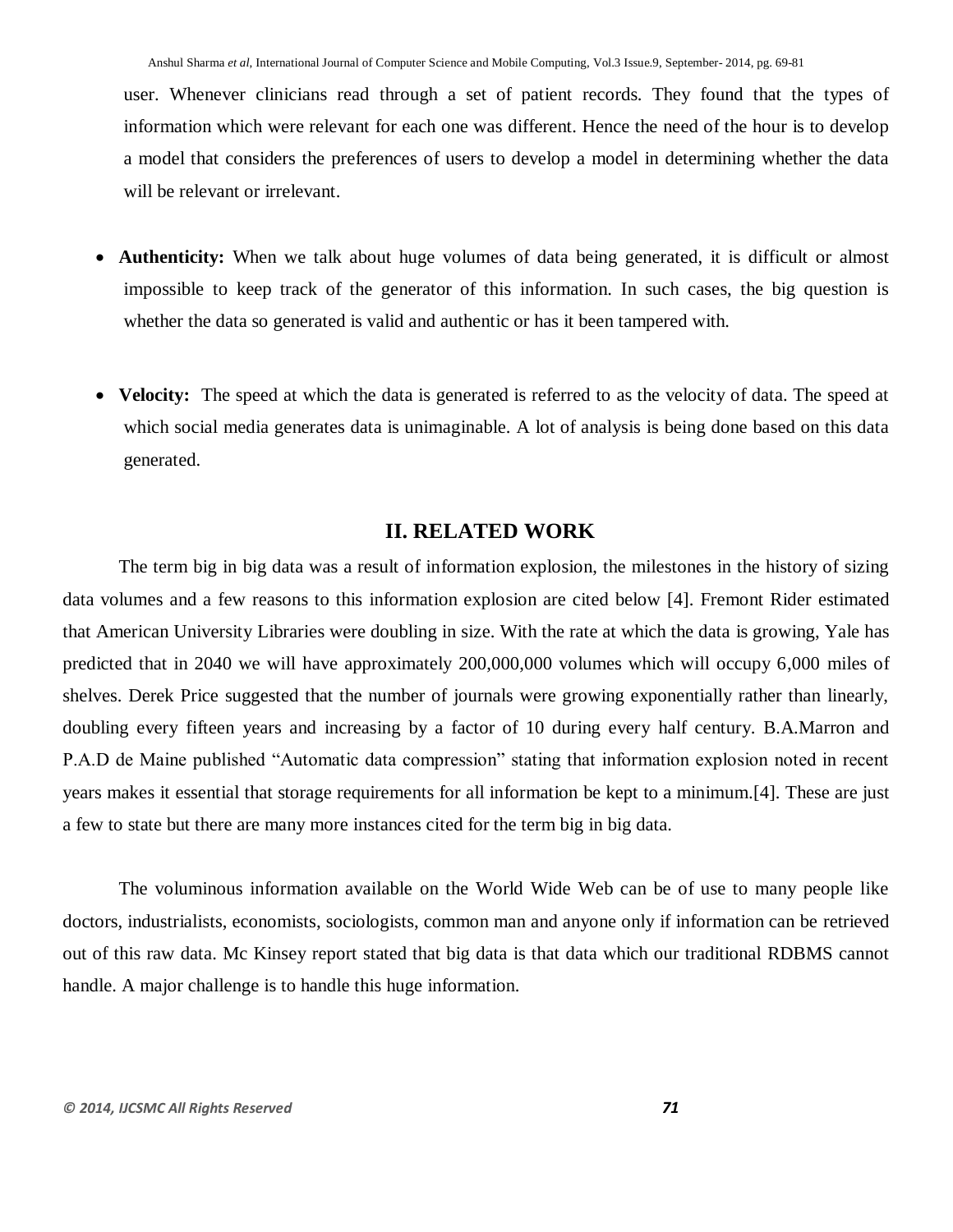user. Whenever clinicians read through a set of patient records. They found that the types of information which were relevant for each one was different. Hence the need of the hour is to develop a model that considers the preferences of users to develop a model in determining whether the data will be relevant or irrelevant.

- **Authenticity:** When we talk about huge volumes of data being generated, it is difficult or almost impossible to keep track of the generator of this information. In such cases, the big question is whether the data so generated is valid and authentic or has it been tampered with.

- **Velocity:** The speed at which the data is generated is referred to as the velocity of data. The speed at which social media generates data is unimaginable. A lot of analysis is being done based on this data generated.

## II. RELATED WORK

The term big in big data was a result of information explosion, the milestones in the history of sizing data volumes and a few reasons to this information explosion are cited below [4]. Fremont Rider estimated that American University Libraries were doubling in size. With the rate at which the data is growing, Yale has predicted that in 2040 we will have approximately 200,000,000 volumes which will occupy 6,000 miles of shelves. Derek Price suggested that the number of journals were growing exponentially rather than linearly, doubling every fifteen years and increasing by a factor of 10 during every half century. B.A.Marron and P.A.D de Maine published "Automatic data compression" stating that information explosion noted in recent years makes it essential that storage requirements for all information be kept to a minimum.[4]. These are just a few to state but there are many more instances cited for the term big in big data.

The voluminous information available on the World Wide Web can be of use to many people like doctors, industrialists, economists, sociologists, common man and anyone only if information can be retrieved out of this raw data. Mc Kinsey report stated that big data is that data which our traditional RDBMS cannot handle. A major challenge is to handle this huge information.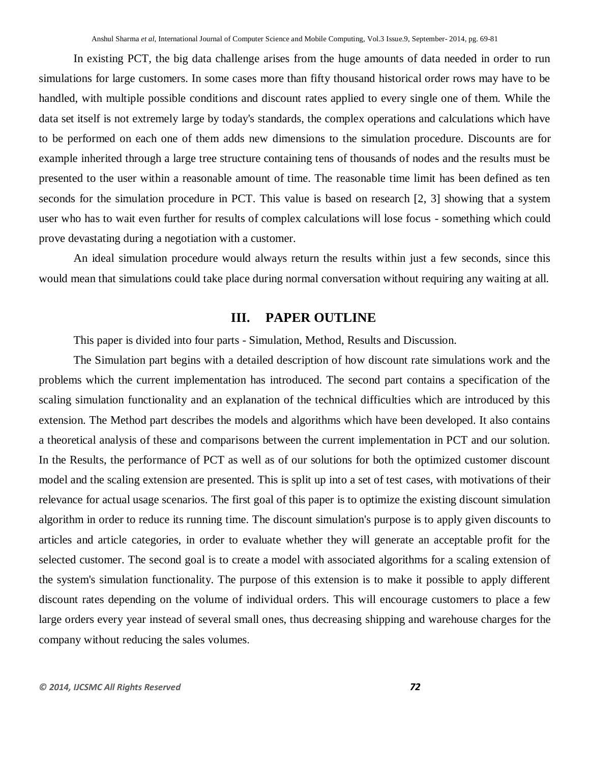In existing PCT, the big data challenge arises from the huge amounts of data needed in order to run simulations for large customers. In some cases more than fifty thousand historical order rows may have to be handled, with multiple possible conditions and discount rates applied to every single one of them. While the data set itself is not extremely large by today's standards, the complex operations and calculations which have to be performed on each one of them adds new dimensions to the simulation procedure. Discounts are for example inherited through a large tree structure containing tens of thousands of nodes and the results must be presented to the user within a reasonable amount of time. The reasonable time limit has been defined as ten seconds for the simulation procedure in PCT. This value is based on research [2, 3] showing that a system user who has to wait even further for results of complex calculations will lose focus - something which could prove devastating during a negotiation with a customer.

An ideal simulation procedure would always return the results within just a few seconds, since this would mean that simulations could take place during normal conversation without requiring any waiting at all.

## III. PAPER OUTLINE

This paper is divided into four parts - Simulation, Method, Results and Discussion.

The Simulation part begins with a detailed description of how discount rate simulations work and the problems which the current implementation has introduced. The second part contains a specification of the scaling simulation functionality and an explanation of the technical difficulties which are introduced by this extension. The Method part describes the models and algorithms which have been developed. It also contains a theoretical analysis of these and comparisons between the current implementation in PCT and our solution. In the Results, the performance of PCT as well as of our solutions for both the optimized customer discount model and the scaling extension are presented. This is split up into a set of test cases, with motivations of their relevance for actual usage scenarios. The first goal of this paper is to optimize the existing discount simulation algorithm in order to reduce its running time. The discount simulation's purpose is to apply given discounts to articles and article categories, in order to evaluate whether they will generate an acceptable profit for the selected customer. The second goal is to create a model with associated algorithms for a scaling extension of the system's simulation functionality. The purpose of this extension is to make it possible to apply different discount rates depending on the volume of individual orders. This will encourage customers to place a few large orders every year instead of several small ones, thus decreasing shipping and warehouse charges for the company without reducing the sales volumes.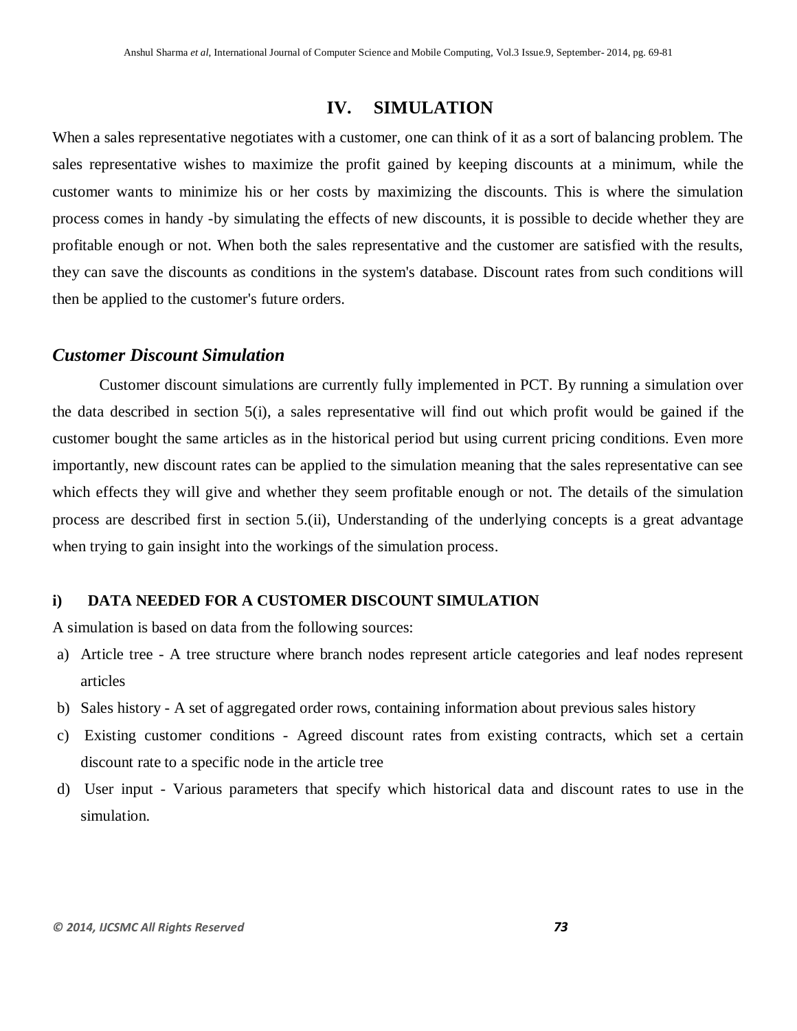## IV. SIMULATION

When a sales representative negotiates with a customer, one can think of it as a sort of balancing problem. The sales representative wishes to maximize the profit gained by keeping discounts at a minimum, while the customer wants to minimize his or her costs by maximizing the discounts. This is where the simulation process comes in handy -by simulating the effects of new discounts, it is possible to decide whether they are profitable enough or not. When both the sales representative and the customer are satisfied with the results, they can save the discounts as conditions in the system's database. Discount rates from such conditions will then be applied to the customer's future orders.

### *Customer Discount Simulation*

Customer discount simulations are currently fully implemented in PCT. By running a simulation over the data described in section 5(i), a sales representative will find out which profit would be gained if the customer bought the same articles as in the historical period but using current pricing conditions. Even more importantly, new discount rates can be applied to the simulation meaning that the sales representative can see which effects they will give and whether they seem profitable enough or not. The details of the simulation process are described first in section 5.(ii), Understanding of the underlying concepts is a great advantage when trying to gain insight into the workings of the simulation process.

#### i) DATA NEEDED FOR A CUSTOMER DISCOUNT SIMULATION

A simulation is based on data from the following sources:

a) Article tree - A tree structure where branch nodes represent article categories and leaf nodes represent articles
b) Sales history - A set of aggregated order rows, containing information about previous sales history
c) Existing customer conditions - Agreed discount rates from existing contracts, which set a certain discount rate to a specific node in the article tree
d) User input - Various parameters that specify which historical data and discount rates to use in the simulation.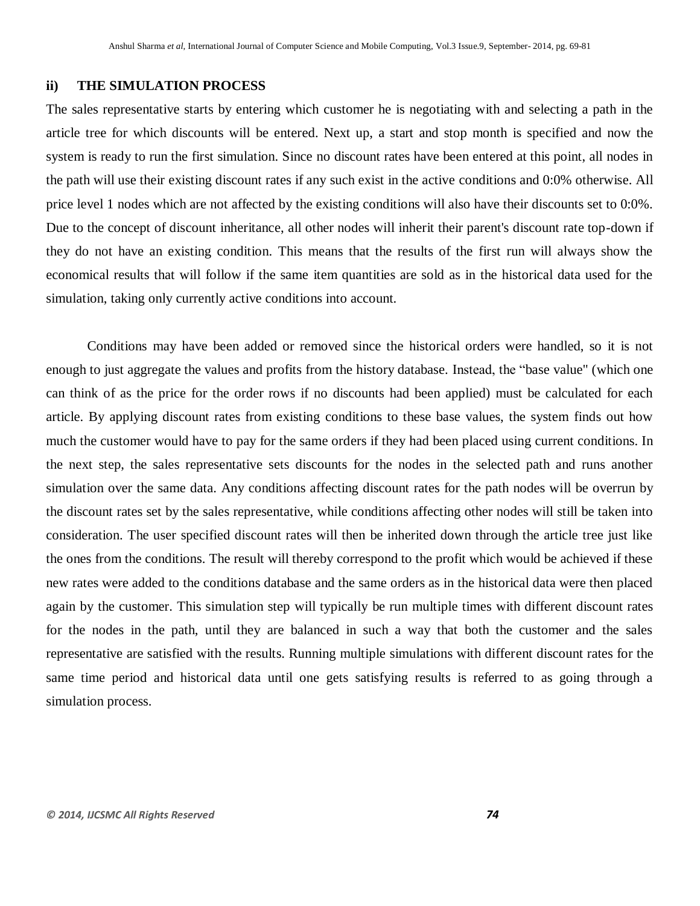### ii) THE SIMULATION PROCESS

The sales representative starts by entering which customer he is negotiating with and selecting a path in the article tree for which discounts will be entered. Next up, a start and stop month is specified and now the system is ready to run the first simulation. Since no discount rates have been entered at this point, all nodes in the path will use their existing discount rates if any such exist in the active conditions and 0:0% otherwise. All price level 1 nodes which are not affected by the existing conditions will also have their discounts set to 0:0%. Due to the concept of discount inheritance, all other nodes will inherit their parent's discount rate top-down if they do not have an existing condition. This means that the results of the first run will always show the economical results that will follow if the same item quantities are sold as in the historical data used for the simulation, taking only currently active conditions into account.

Conditions may have been added or removed since the historical orders were handled, so it is not enough to just aggregate the values and profits from the history database. Instead, the "base value" (which one can think of as the price for the order rows if no discounts had been applied) must be calculated for each article. By applying discount rates from existing conditions to these base values, the system finds out how much the customer would have to pay for the same orders if they had been placed using current conditions. In the next step, the sales representative sets discounts for the nodes in the selected path and runs another simulation over the same data. Any conditions affecting discount rates for the path nodes will be overrun by the discount rates set by the sales representative, while conditions affecting other nodes will still be taken into consideration. The user specified discount rates will then be inherited down through the article tree just like the ones from the conditions. The result will thereby correspond to the profit which would be achieved if these new rates were added to the conditions database and the same orders as in the historical data were then placed again by the customer. This simulation step will typically be run multiple times with different discount rates for the nodes in the path, until they are balanced in such a way that both the customer and the sales representative are satisfied with the results. Running multiple simulations with different discount rates for the same time period and historical data until one gets satisfying results is referred to as going through a simulation process.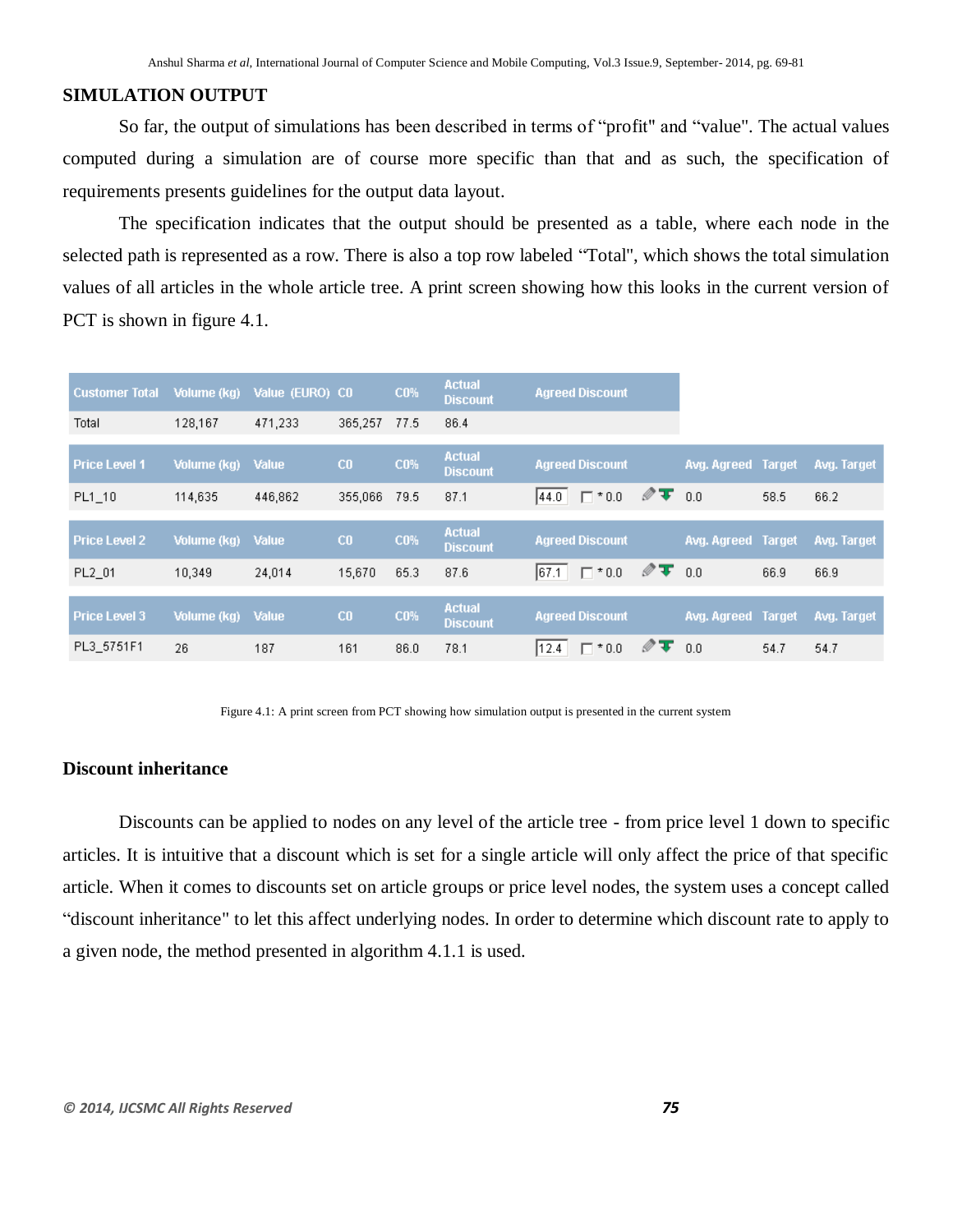## SIMULATION OUTPUT

So far, the output of simulations has been described in terms of "profit" and "value". The actual values computed during a simulation are of course more specific than that and as such, the specification of requirements presents guidelines for the output data layout.

The specification indicates that the output should be presented as a table, where each node in the selected path is represented as a row. There is also a top row labeled "Total", which shows the total simulation values of all articles in the whole article tree. A print screen showing how this looks in the current version of PCT is shown in figure 4.1.

| Customer Total | Volume (kg) | Value (EURO) | C0 | C0% | Actual Discount | Agreed Discount | | | |
|---|---|---|---|---|---|---|---|---|---|
| Total | 128,167 | 471,233 | 365,257 | 77.5 | 86.4 | | | | |
| **Price Level 1** | **Volume (kg)** | **Value** | **C0** | **C0%** | **Actual Discount** | **Agreed Discount** | **Avg. Agreed** | **Target** | **Avg. Target** |
| PL1_10 | 114,635 | 446,862 | 355,066 | 79.5 | 87.1 | 44.0 * 0.0 | 0.0 | 58.5 | 66.2 |
| **Price Level 2** | **Volume (kg)** | **Value** | **C0** | **C0%** | **Actual Discount** | **Agreed Discount** | **Avg. Agreed** | **Target** | **Avg. Target** |
| PL2_01 | 10,349 | 24,014 | 15,670 | 65.3 | 87.6 | 67.1 * 0.0 | 0.0 | 66.9 | 66.9 |
| **Price Level 3** | **Volume (kg)** | **Value** | **C0** | **C0%** | **Actual Discount** | **Agreed Discount** | **Avg. Agreed** | **Target** | **Avg. Target** |
| PL3_5751F1 | 26 | 187 | 161 | 86.0 | 78.1 | 12.4 * 0.0 | 0.0 | 54.7 | 54.7 |

Figure 4.1: A print screen from PCT showing how simulation output is presented in the current system

### Discount inheritance

Discounts can be applied to nodes on any level of the article tree - from price level 1 down to specific articles. It is intuitive that a discount which is set for a single article will only affect the price of that specific article. When it comes to discounts set on article groups or price level nodes, the system uses a concept called "discount inheritance" to let this affect underlying nodes. In order to determine which discount rate to apply to a given node, the method presented in algorithm 4.1.1 is used.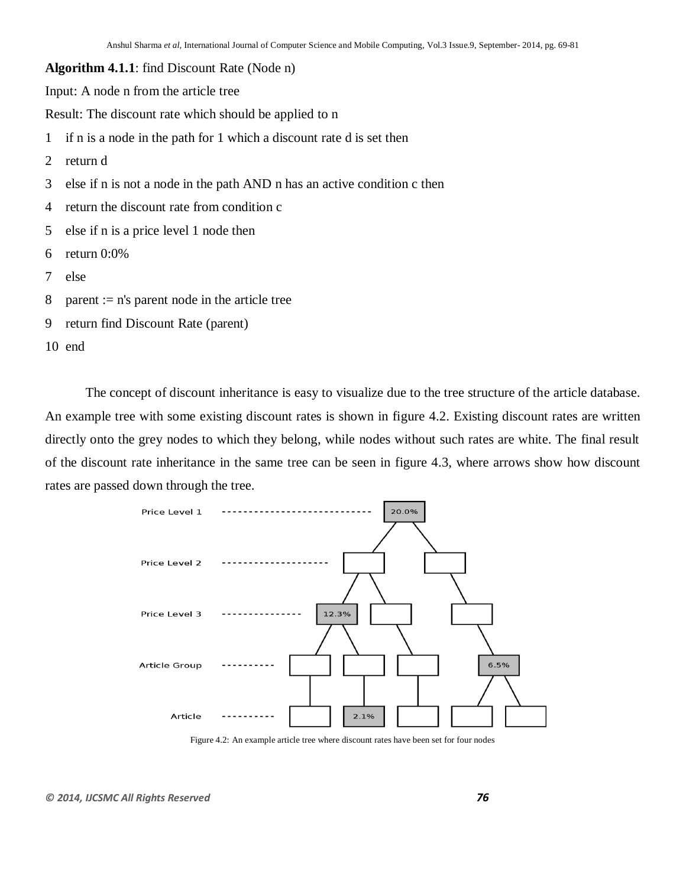**Algorithm 4.1.1**: find Discount Rate (Node n)

Input: A node n from the article tree

Result: The discount rate which should be applied to n

```
1  if n is a node in the path for 1 which a discount rate d is set then
2  return d
3  else if n is not a node in the path AND n has an active condition c then
4  return the discount rate from condition c
5  else if n is a price level 1 node then
6  return 0:0%
7  else
8  parent := n's parent node in the article tree
9  return find Discount Rate (parent)
10 end
```

The concept of discount inheritance is easy to visualize due to the tree structure of the article database. An example tree with some existing discount rates is shown in figure 4.2. Existing discount rates are written directly onto the grey nodes to which they belong, while nodes without such rates are white. The final result of the discount rate inheritance in the same tree can be seen in figure 4.3, where arrows show how discount rates are passed down through the tree.

Price Level 1 — 20.0%

Price Level 2

Price Level 3 — 12.3%

Article Group — 6.5%

Article — 2.1%

Figure 4.2: An example article tree where discount rates have been set for four nodes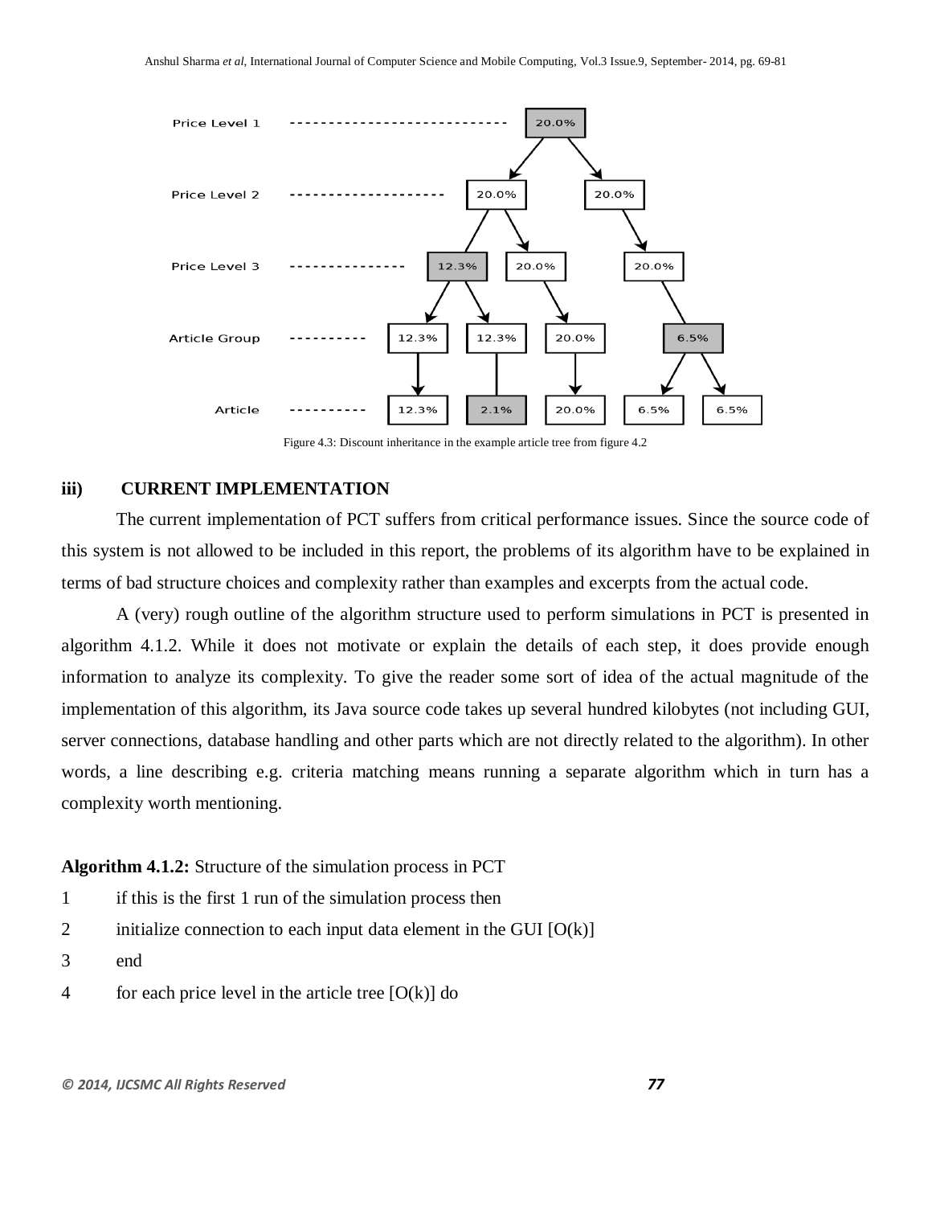Figure 4.3: Discount inheritance in the example article tree from figure 4.2

### iii) CURRENT IMPLEMENTATION

The current implementation of PCT suffers from critical performance issues. Since the source code of this system is not allowed to be included in this report, the problems of its algorithm have to be explained in terms of bad structure choices and complexity rather than examples and excerpts from the actual code.

A (very) rough outline of the algorithm structure used to perform simulations in PCT is presented in algorithm 4.1.2. While it does not motivate or explain the details of each step, it does provide enough information to analyze its complexity. To give the reader some sort of idea of the actual magnitude of the implementation of this algorithm, its Java source code takes up several hundred kilobytes (not including GUI, server connections, database handling and other parts which are not directly related to the algorithm). In other words, a line describing e.g. criteria matching means running a separate algorithm which in turn has a complexity worth mentioning.

**Algorithm 4.1.2:** Structure of the simulation process in PCT

```
1    if this is the first 1 run of the simulation process then
2    initialize connection to each input data element in the GUI [O(k)]
3    end
4    for each price level in the article tree [O(k)] do
```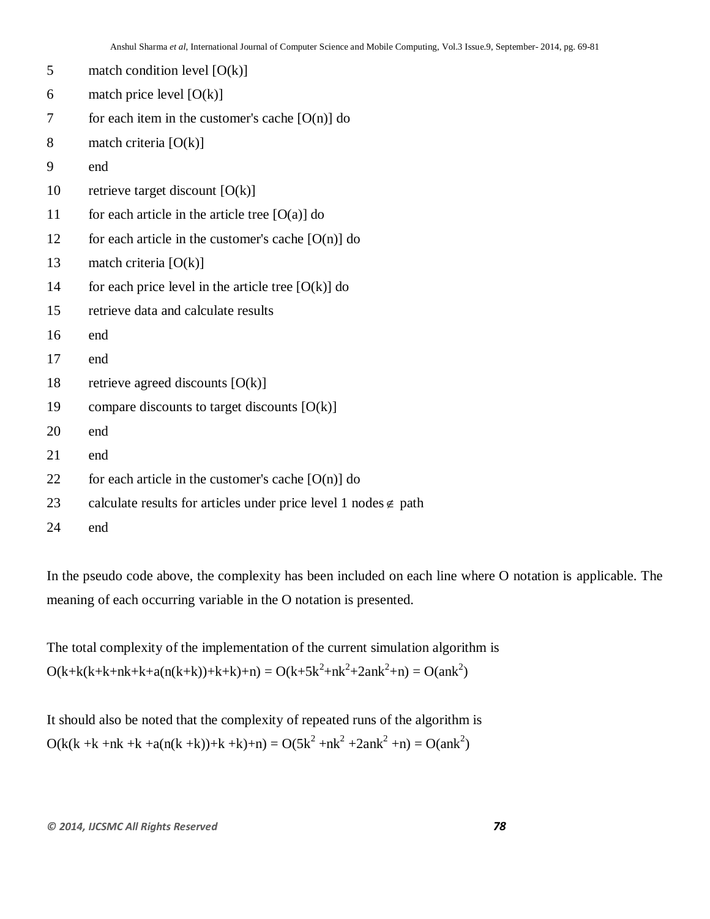```
5    match condition level [O(k)]
6    match price level [O(k)]
7    for each item in the customer's cache [O(n)] do
8    match criteria [O(k)]
9    end
10   retrieve target discount [O(k)]
11   for each article in the article tree [O(a)] do
12   for each article in the customer's cache [O(n)] do
13   match criteria [O(k)]
14   for each price level in the article tree [O(k)] do
15   retrieve data and calculate results
16   end
17   end
18   retrieve agreed discounts [O(k)]
19   compare discounts to target discounts [O(k)]
20   end
21   end
22   for each article in the customer's cache [O(n)] do
23   calculate results for articles under price level 1 nodes ∉ path
24   end
```

In the pseudo code above, the complexity has been included on each line where O notation is applicable. The meaning of each occurring variable in the O notation is presented.

The total complexity of the implementation of the current simulation algorithm is
$O(k+k(k+k+nk+k+a(n(k+k))+k+k)+n) = O(k+5k^2+nk^2+2ank^2+n) = O(ank^2)$

It should also be noted that the complexity of repeated runs of the algorithm is
$O(k(k +k +nk +k +a(n(k +k))+k +k)+n) = O(5k^2 +nk^2 +2ank^2 +n) = O(ank^2)$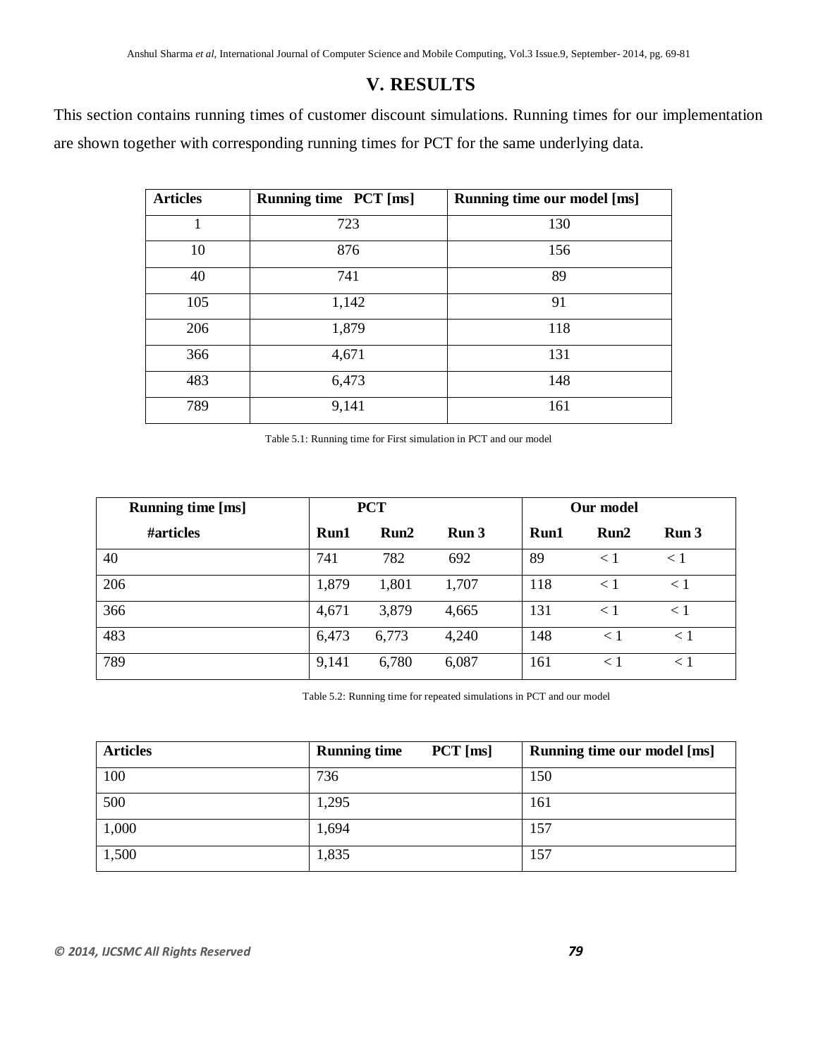## V. RESULTS

This section contains running times of customer discount simulations. Running times for our implementation are shown together with corresponding running times for PCT for the same underlying data.

| Articles | Running time PCT [ms] | Running time our model [ms] |
|---|---|---|
| 1 | 723 | 130 |
| 10 | 876 | 156 |
| 40 | 741 | 89 |
| 105 | 1,142 | 91 |
| 206 | 1,879 | 118 |
| 366 | 4,671 | 131 |
| 483 | 6,473 | 148 |
| 789 | 9,141 | 161 |

Table 5.1: Running time for First simulation in PCT and our model

| Running time [ms] | PCT | | | Our model | | |
|---|---|---|---|---|---|---|
| #articles | Run1 | Run2 | Run 3 | Run1 | Run2 | Run 3 |
| 40 | 741 | 782 | 692 | 89 | < 1 | < 1 |
| 206 | 1,879 | 1,801 | 1,707 | 118 | < 1 | < 1 |
| 366 | 4,671 | 3,879 | 4,665 | 131 | < 1 | < 1 |
| 483 | 6,473 | 6,773 | 4,240 | 148 | < 1 | < 1 |
| 789 | 9,141 | 6,780 | 6,087 | 161 | < 1 | < 1 |

Table 5.2: Running time for repeated simulations in PCT and our model

| Articles | Running time PCT [ms] | Running time our model [ms] |
|---|---|---|
| 100 | 736 | 150 |
| 500 | 1,295 | 161 |
| 1,000 | 1,694 | 157 |
| 1,500 | 1,835 | 157 |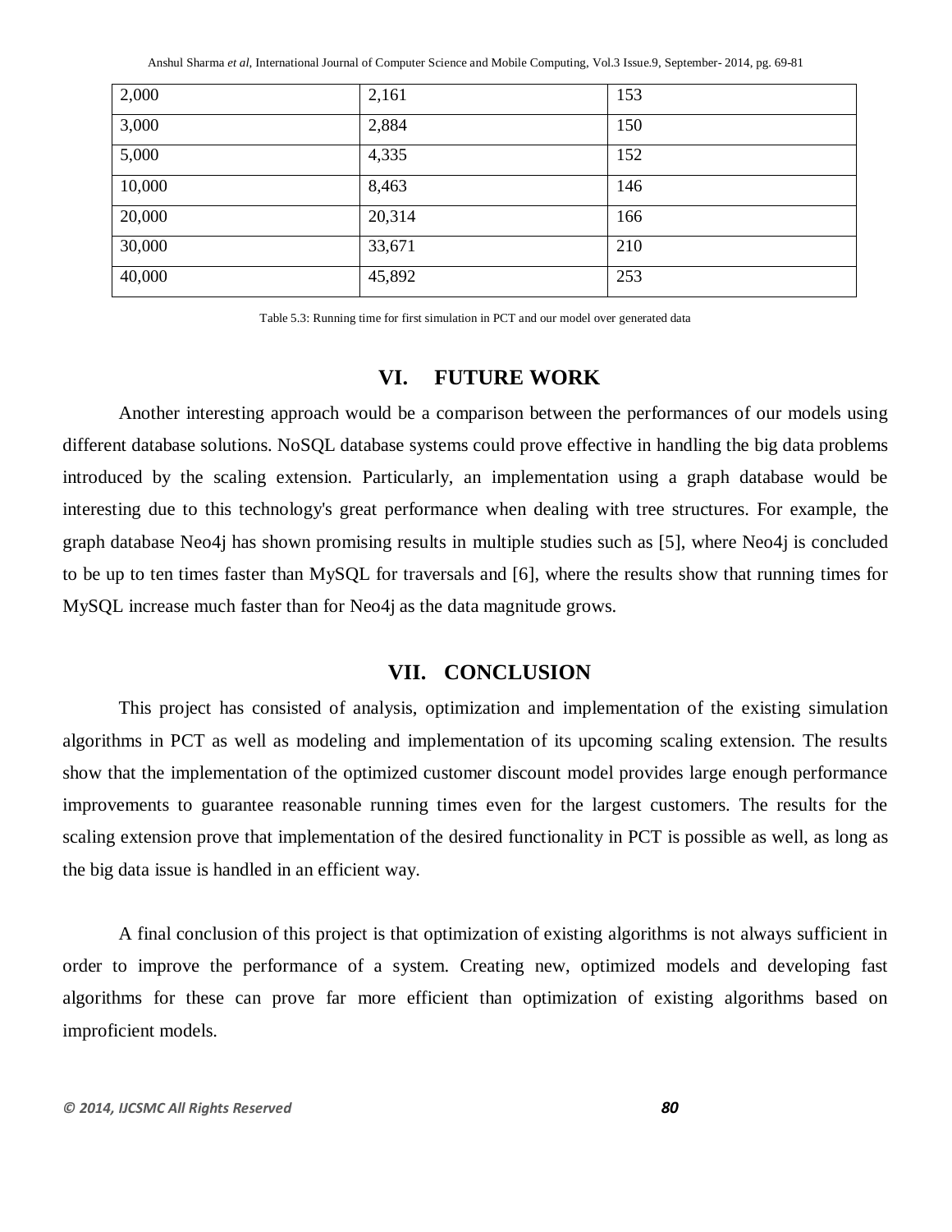| 2,000 | 2,161 | 153 |
|---|---|---|
| 3,000 | 2,884 | 150 |
| 5,000 | 4,335 | 152 |
| 10,000 | 8,463 | 146 |
| 20,000 | 20,314 | 166 |
| 30,000 | 33,671 | 210 |
| 40,000 | 45,892 | 253 |

Table 5.3: Running time for first simulation in PCT and our model over generated data

## VI. FUTURE WORK

Another interesting approach would be a comparison between the performances of our models using different database solutions. NoSQL database systems could prove effective in handling the big data problems introduced by the scaling extension. Particularly, an implementation using a graph database would be interesting due to this technology's great performance when dealing with tree structures. For example, the graph database Neo4j has shown promising results in multiple studies such as [5], where Neo4j is concluded to be up to ten times faster than MySQL for traversals and [6], where the results show that running times for MySQL increase much faster than for Neo4j as the data magnitude grows.

## VII. CONCLUSION

This project has consisted of analysis, optimization and implementation of the existing simulation algorithms in PCT as well as modeling and implementation of its upcoming scaling extension. The results show that the implementation of the optimized customer discount model provides large enough performance improvements to guarantee reasonable running times even for the largest customers. The results for the scaling extension prove that implementation of the desired functionality in PCT is possible as well, as long as the big data issue is handled in an efficient way.

A final conclusion of this project is that optimization of existing algorithms is not always sufficient in order to improve the performance of a system. Creating new, optimized models and developing fast algorithms for these can prove far more efficient than optimization of existing algorithms based on improficient models.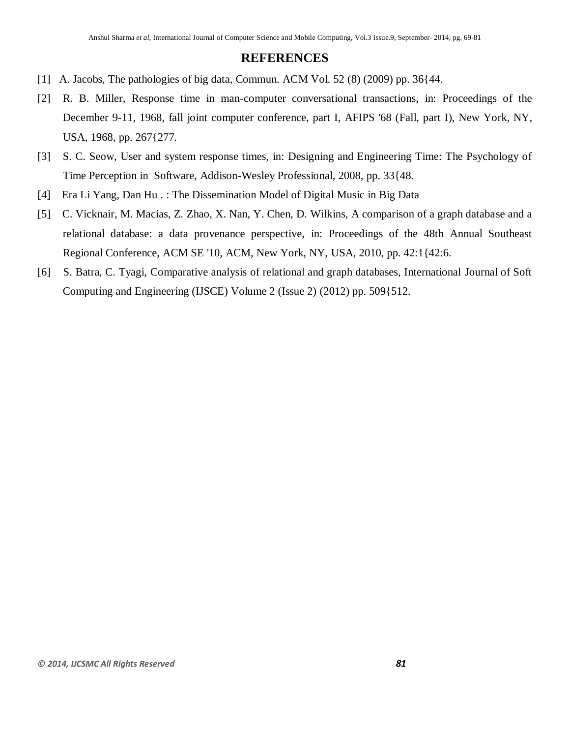## REFERENCES

[1] A. Jacobs, The pathologies of big data, Commun. ACM Vol. 52 (8) (2009) pp. 36{44.

[2] R. B. Miller, Response time in man-computer conversational transactions, in: Proceedings of the December 9-11, 1968, fall joint computer conference, part I, AFIPS '68 (Fall, part I), New York, NY, USA, 1968, pp. 267{277.

[3] S. C. Seow, User and system response times, in: Designing and Engineering Time: The Psychology of Time Perception in Software, Addison-Wesley Professional, 2008, pp. 33{48.

[4] Era Li Yang, Dan Hu . : The Dissemination Model of Digital Music in Big Data

[5] C. Vicknair, M. Macias, Z. Zhao, X. Nan, Y. Chen, D. Wilkins, A comparison of a graph database and a relational database: a data provenance perspective, in: Proceedings of the 48th Annual Southeast Regional Conference, ACM SE '10, ACM, New York, NY, USA, 2010, pp. 42:1{42:6.

[6] S. Batra, C. Tyagi, Comparative analysis of relational and graph databases, International Journal of Soft Computing and Engineering (IJSCE) Volume 2 (Issue 2) (2012) pp. 509{512.